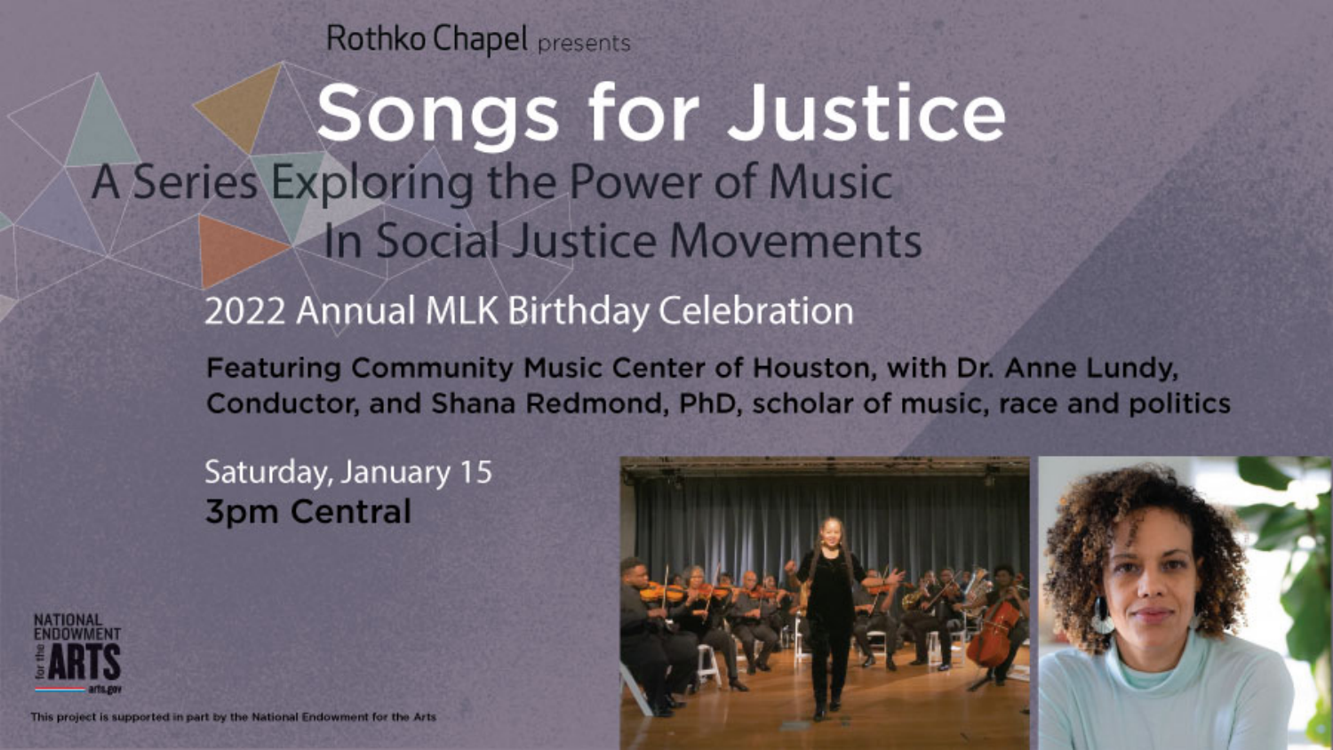Rothko Chapel presents

# Songs for Justice

## A Series Exploring the Power of Music In Social Justice Movements

### 2022 Annual MLK Birthday Celebration

**Featuring Community Music Center of Houston, with Dr. Anne Lundy, Conductor, and Shana Redmond, PhD, scholar of music, race and politics**

Saturday, January 15

**3pm Central**

NATIONAL ENDOWMENT for the ARTS
arts.gov

This project is supported in part by the National Endowment for the Arts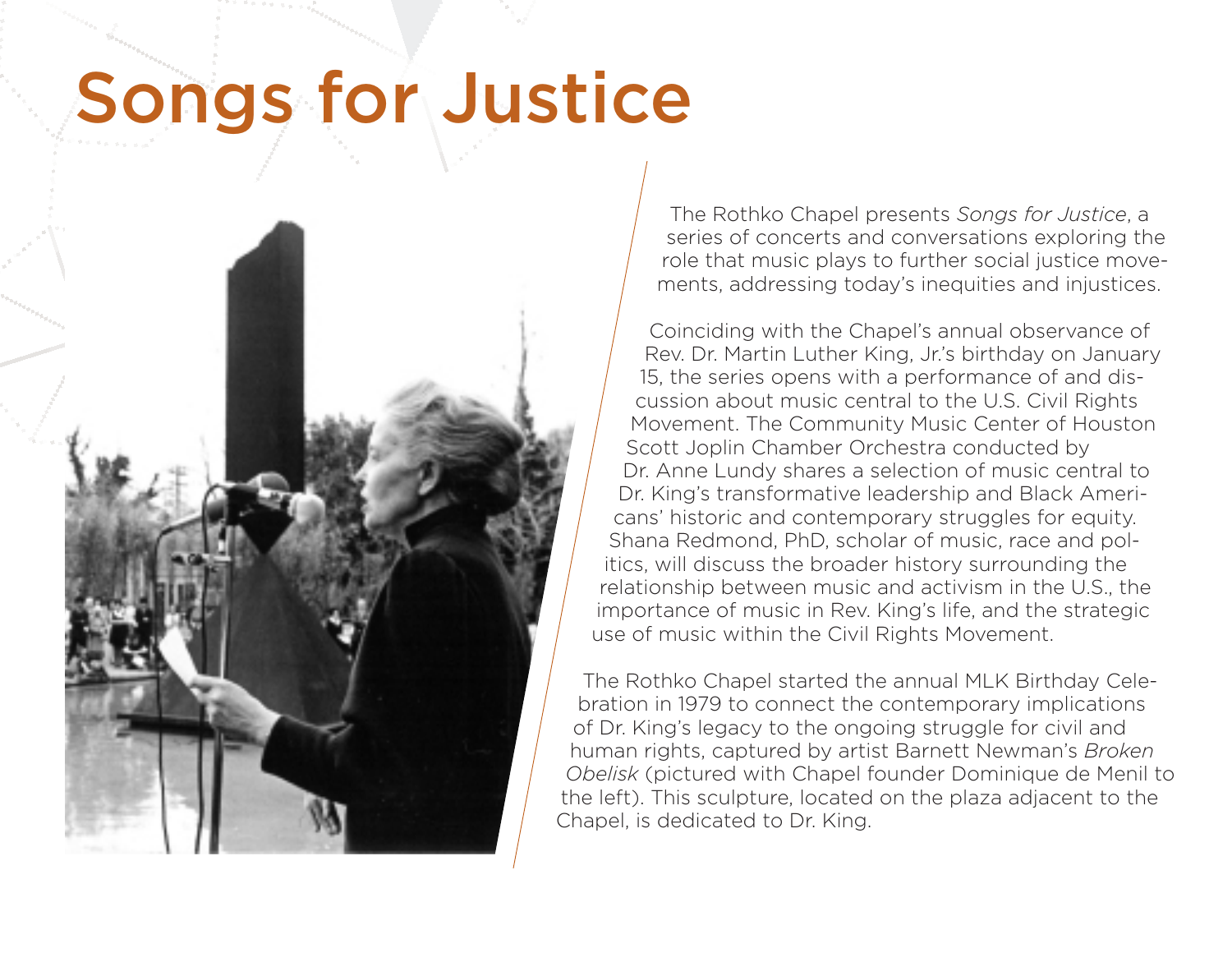# Songs for Justice

The Rothko Chapel presents *Songs for Justice*, a series of concerts and conversations exploring the role that music plays to further social justice movements, addressing today's inequities and injustices.

Coinciding with the Chapel's annual observance of Rev. Dr. Martin Luther King, Jr.'s birthday on January 15, the series opens with a performance of and discussion about music central to the U.S. Civil Rights Movement. The Community Music Center of Houston Scott Joplin Chamber Orchestra conducted by Dr. Anne Lundy shares a selection of music central to Dr. King's transformative leadership and Black Americans' historic and contemporary struggles for equity. Shana Redmond, PhD, scholar of music, race and politics, will discuss the broader history surrounding the relationship between music and activism in the U.S., the importance of music in Rev. King's life, and the strategic use of music within the Civil Rights Movement.

The Rothko Chapel started the annual MLK Birthday Celebration in 1979 to connect the contemporary implications of Dr. King's legacy to the ongoing struggle for civil and human rights, captured by artist Barnett Newman's *Broken Obelisk* (pictured with Chapel founder Dominique de Menil to the left). This sculpture, located on the plaza adjacent to the Chapel, is dedicated to Dr. King.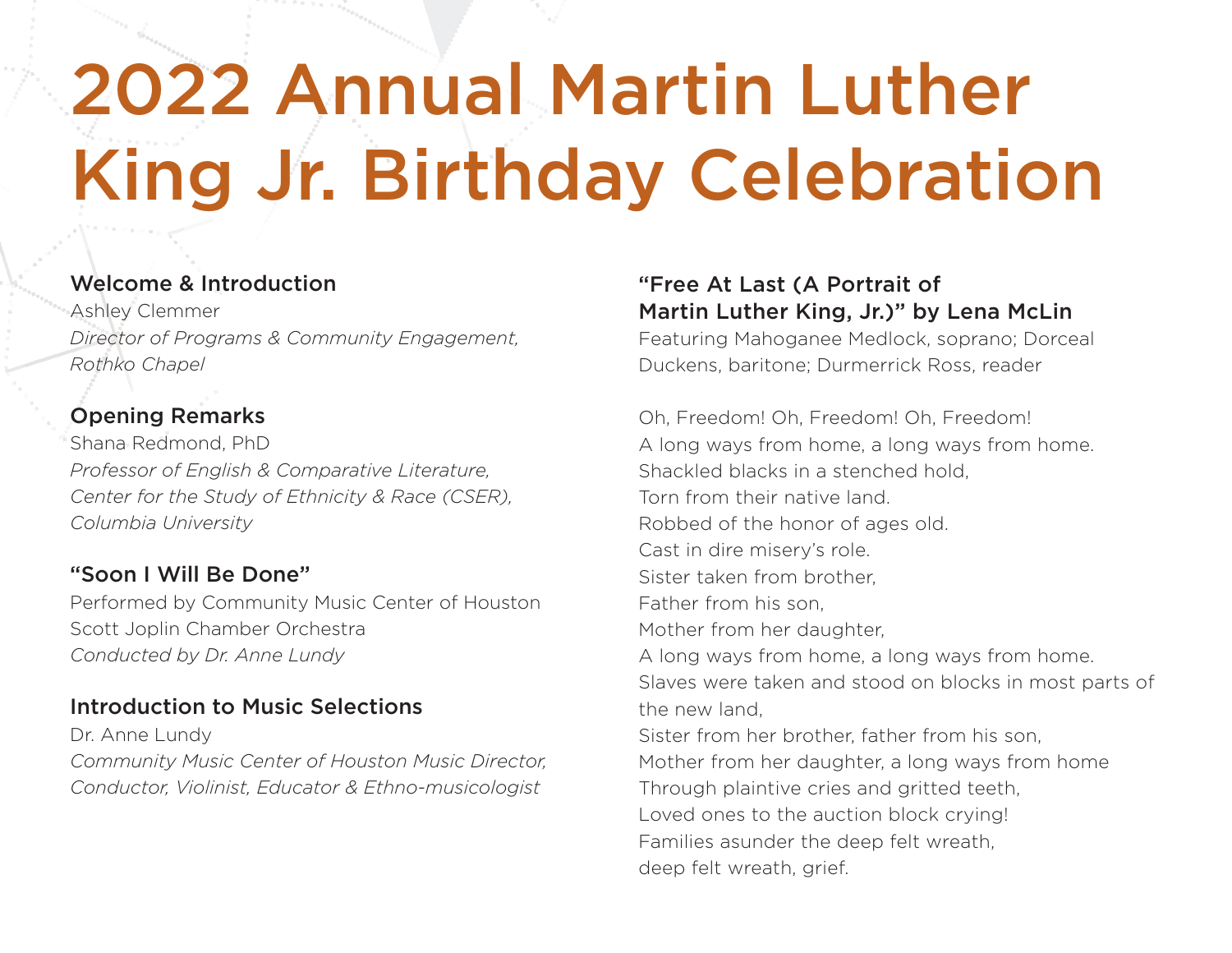# 2022 Annual Martin Luther King Jr. Birthday Celebration

### Welcome & Introduction

Ashley Clemmer
*Director of Programs & Community Engagement, Rothko Chapel*

### Opening Remarks

Shana Redmond, PhD
*Professor of English & Comparative Literature, Center for the Study of Ethnicity & Race (CSER), Columbia University*

### "Soon I Will Be Done"

Performed by Community Music Center of Houston Scott Joplin Chamber Orchestra
*Conducted by Dr. Anne Lundy*

### Introduction to Music Selections

Dr. Anne Lundy
*Community Music Center of Houston Music Director, Conductor, Violinist, Educator & Ethno-musicologist*

### "Free At Last (A Portrait of Martin Luther King, Jr.)" by Lena McLin

Featuring Mahoganee Medlock, soprano; Dorceal Duckens, baritone; Durmerrick Ross, reader

Oh, Freedom! Oh, Freedom! Oh, Freedom!
A long ways from home, a long ways from home.
Shackled blacks in a stenched hold,
Torn from their native land.
Robbed of the honor of ages old.
Cast in dire misery's role.
Sister taken from brother,
Father from his son,
Mother from her daughter,
A long ways from home, a long ways from home.
Slaves were taken and stood on blocks in most parts of the new land,
Sister from her brother, father from his son,
Mother from her daughter, a long ways from home
Through plaintive cries and gritted teeth,
Loved ones to the auction block crying!
Families asunder the deep felt wreath,
deep felt wreath, grief.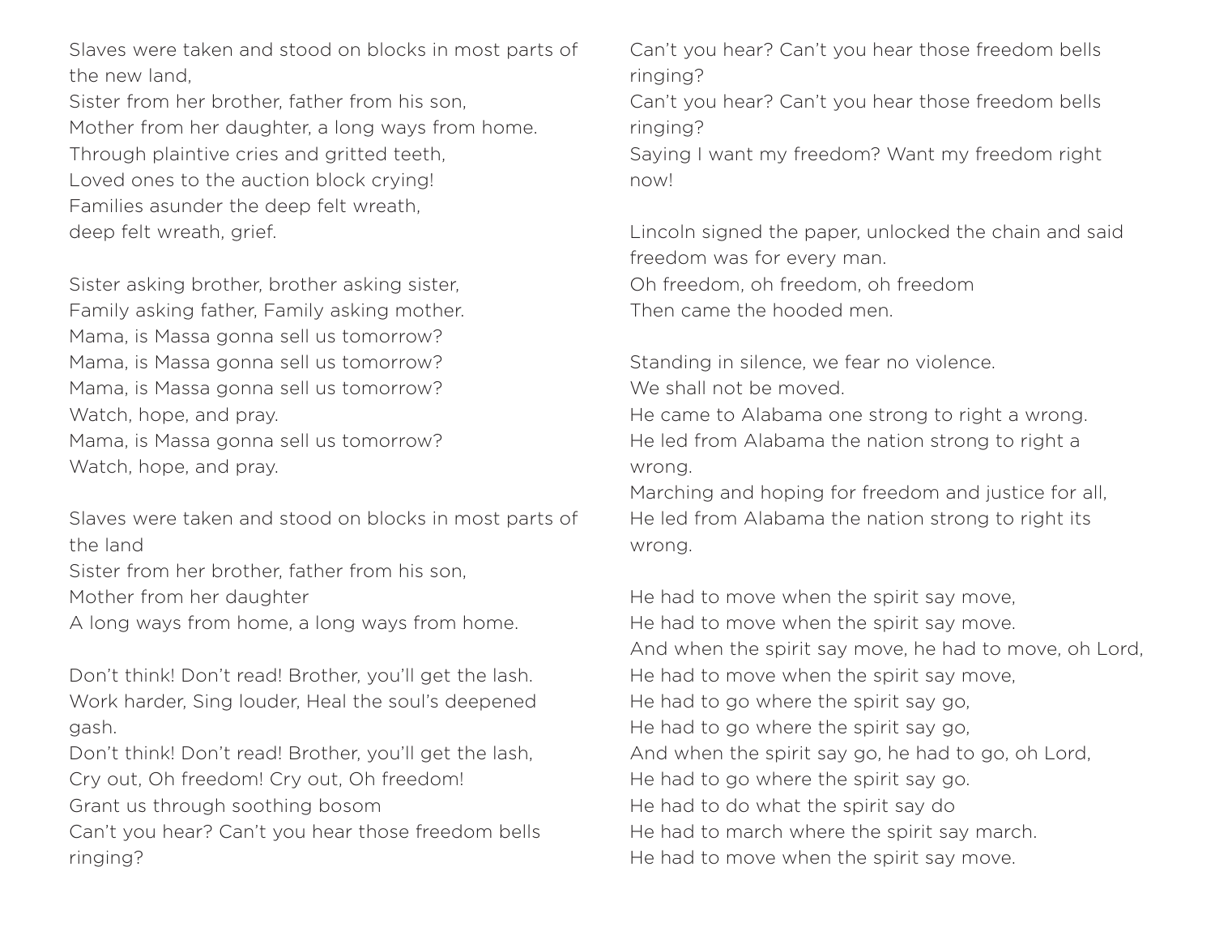Slaves were taken and stood on blocks in most parts of the new land,
Sister from her brother, father from his son,
Mother from her daughter, a long ways from home.
Through plaintive cries and gritted teeth,
Loved ones to the auction block crying!
Families asunder the deep felt wreath,
deep felt wreath, grief.

Sister asking brother, brother asking sister,
Family asking father, Family asking mother.
Mama, is Massa gonna sell us tomorrow?
Mama, is Massa gonna sell us tomorrow?
Mama, is Massa gonna sell us tomorrow?
Watch, hope, and pray.
Mama, is Massa gonna sell us tomorrow?
Watch, hope, and pray.

Slaves were taken and stood on blocks in most parts of the land
Sister from her brother, father from his son,
Mother from her daughter
A long ways from home, a long ways from home.

Don't think! Don't read! Brother, you'll get the lash.
Work harder, Sing louder, Heal the soul's deepened gash.
Don't think! Don't read! Brother, you'll get the lash,
Cry out, Oh freedom! Cry out, Oh freedom!
Grant us through soothing bosom
Can't you hear? Can't you hear those freedom bells ringing?
Can't you hear? Can't you hear those freedom bells ringing?
Can't you hear? Can't you hear those freedom bells ringing?
Saying I want my freedom? Want my freedom right now!

Lincoln signed the paper, unlocked the chain and said freedom was for every man.
Oh freedom, oh freedom, oh freedom
Then came the hooded men.

Standing in silence, we fear no violence.
We shall not be moved.
He came to Alabama one strong to right a wrong.
He led from Alabama the nation strong to right a wrong.
Marching and hoping for freedom and justice for all,
He led from Alabama the nation strong to right its wrong.

He had to move when the spirit say move,
He had to move when the spirit say move.
And when the spirit say move, he had to move, oh Lord,
He had to move when the spirit say move,
He had to go where the spirit say go,
He had to go where the spirit say go,
And when the spirit say go, he had to go, oh Lord,
He had to go where the spirit say go.
He had to do what the spirit say do
He had to march where the spirit say march.
He had to move when the spirit say move.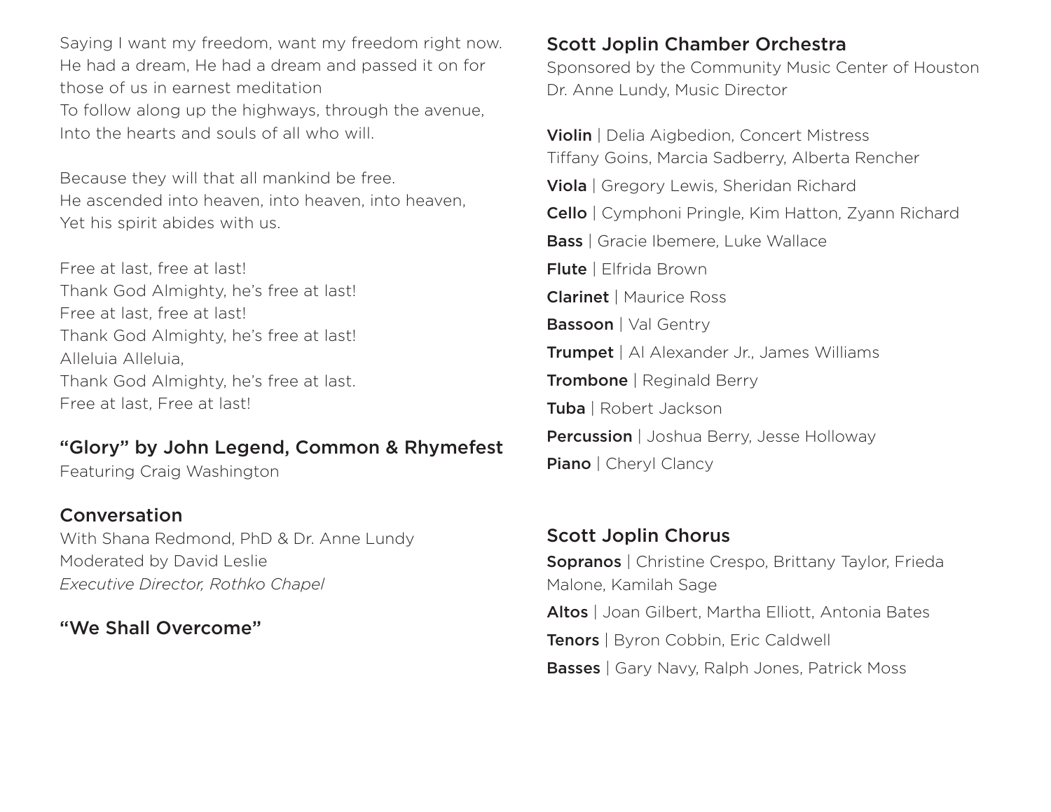Saying I want my freedom, want my freedom right now.
He had a dream, He had a dream and passed it on for those of us in earnest meditation
To follow along up the highways, through the avenue,
Into the hearts and souls of all who will.

Because they will that all mankind be free.
He ascended into heaven, into heaven, into heaven,
Yet his spirit abides with us.

Free at last, free at last!
Thank God Almighty, he's free at last!
Free at last, free at last!
Thank God Almighty, he's free at last!
Alleluia Alleluia,
Thank God Almighty, he's free at last.
Free at last, Free at last!

### "Glory" by John Legend, Common & Rhymefest

Featuring Craig Washington

### Conversation

With Shana Redmond, PhD & Dr. Anne Lundy
Moderated by David Leslie
*Executive Director, Rothko Chapel*

### "We Shall Overcome"

### Scott Joplin Chamber Orchestra

Sponsored by the Community Music Center of Houston
Dr. Anne Lundy, Music Director

**Violin** | Delia Aigbedion, Concert Mistress
Tiffany Goins, Marcia Sadberry, Alberta Rencher

**Viola** | Gregory Lewis, Sheridan Richard

**Cello** | Cymphoni Pringle, Kim Hatton, Zyann Richard

**Bass** | Gracie Ibemere, Luke Wallace

**Flute** | Elfrida Brown

**Clarinet** | Maurice Ross

**Bassoon** | Val Gentry

**Trumpet** | Al Alexander Jr., James Williams

**Trombone** | Reginald Berry

**Tuba** | Robert Jackson

**Percussion** | Joshua Berry, Jesse Holloway

**Piano** | Cheryl Clancy

### Scott Joplin Chorus

**Sopranos** | Christine Crespo, Brittany Taylor, Frieda Malone, Kamilah Sage

**Altos** | Joan Gilbert, Martha Elliott, Antonia Bates

**Tenors** | Byron Cobbin, Eric Caldwell

**Basses** | Gary Navy, Ralph Jones, Patrick Moss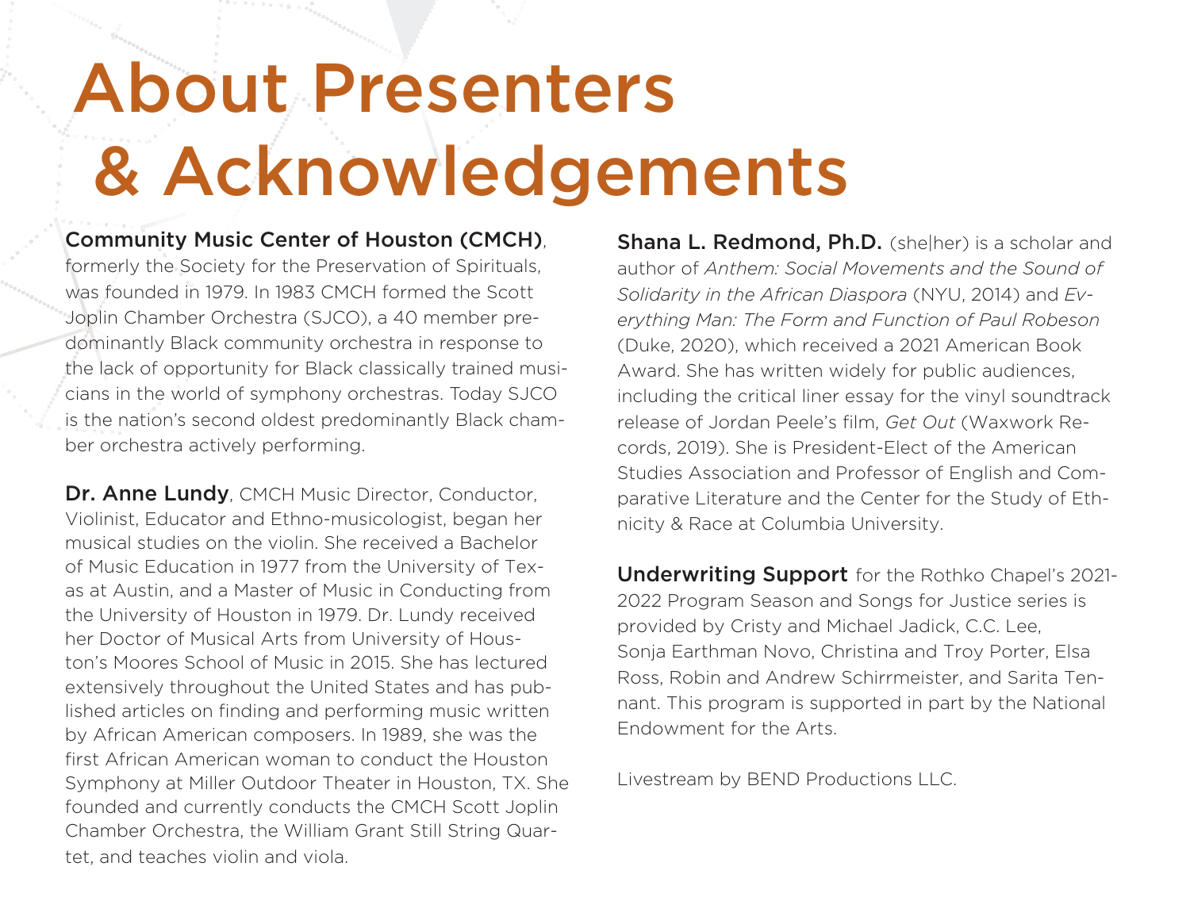# About Presenters & Acknowledgements

**Community Music Center of Houston (CMCH)**, formerly the Society for the Preservation of Spirituals, was founded in 1979. In 1983 CMCH formed the Scott Joplin Chamber Orchestra (SJCO), a 40 member predominantly Black community orchestra in response to the lack of opportunity for Black classically trained musicians in the world of symphony orchestras. Today SJCO is the nation's second oldest predominantly Black chamber orchestra actively performing.

**Dr. Anne Lundy**, CMCH Music Director, Conductor, Violinist, Educator and Ethno-musicologist, began her musical studies on the violin. She received a Bachelor of Music Education in 1977 from the University of Texas at Austin, and a Master of Music in Conducting from the University of Houston in 1979. Dr. Lundy received her Doctor of Musical Arts from University of Houston's Moores School of Music in 2015. She has lectured extensively throughout the United States and has published articles on finding and performing music written by African American composers. In 1989, she was the first African American woman to conduct the Houston Symphony at Miller Outdoor Theater in Houston, TX. She founded and currently conducts the CMCH Scott Joplin Chamber Orchestra, the William Grant Still String Quartet, and teaches violin and viola.

**Shana L. Redmond, Ph.D.** (she|her) is a scholar and author of *Anthem: Social Movements and the Sound of Solidarity in the African Diaspora* (NYU, 2014) and *Everything Man: The Form and Function of Paul Robeson* (Duke, 2020), which received a 2021 American Book Award. She has written widely for public audiences, including the critical liner essay for the vinyl soundtrack release of Jordan Peele's film, *Get Out* (Waxwork Records, 2019). She is President-Elect of the American Studies Association and Professor of English and Comparative Literature and the Center for the Study of Ethnicity & Race at Columbia University.

**Underwriting Support** for the Rothko Chapel's 2021-2022 Program Season and Songs for Justice series is provided by Cristy and Michael Jadick, C.C. Lee, Sonja Earthman Novo, Christina and Troy Porter, Elsa Ross, Robin and Andrew Schirrmeister, and Sarita Tennant. This program is supported in part by the National Endowment for the Arts.

Livestream by BEND Productions LLC.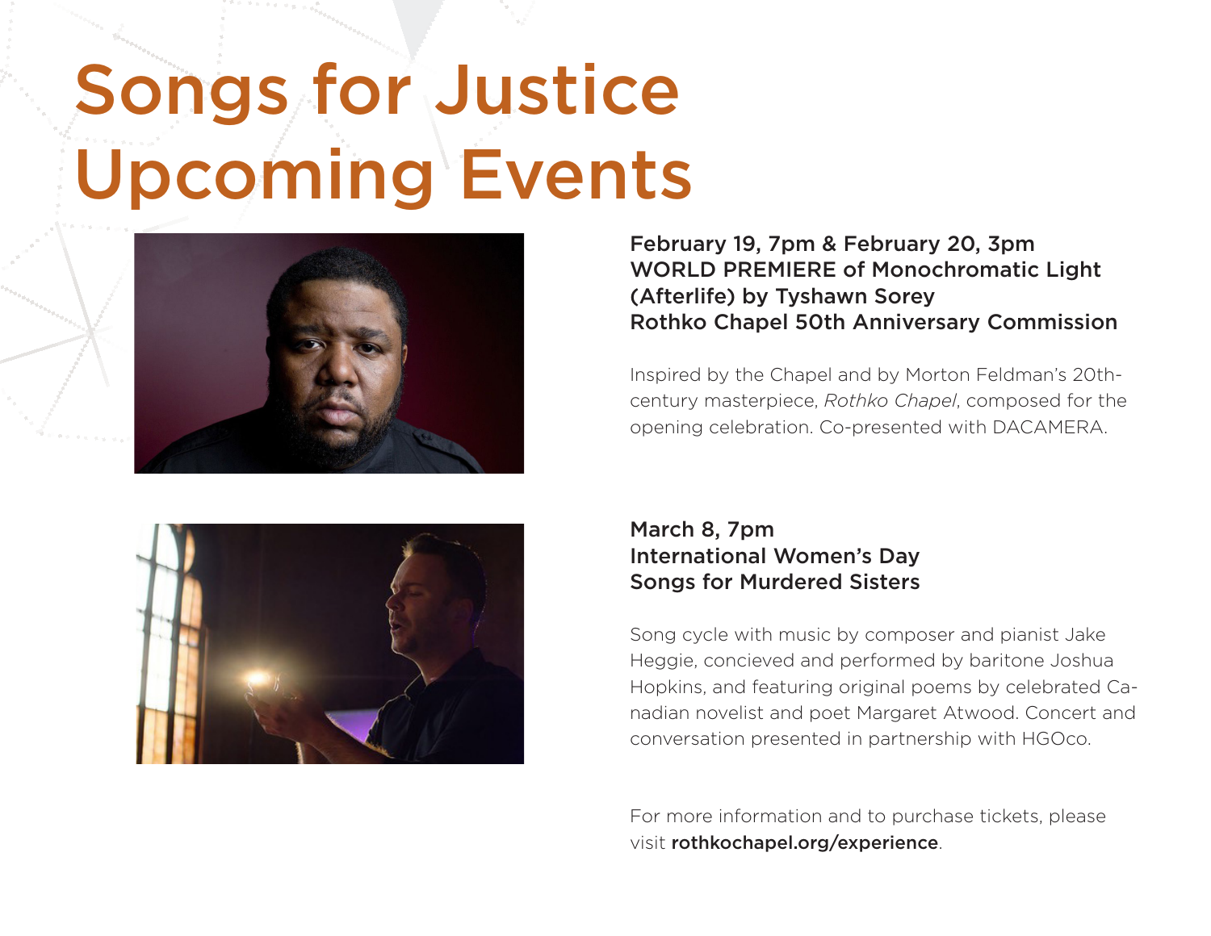# Songs for Justice Upcoming Events

**February 19, 7pm & February 20, 3pm**
**WORLD PREMIERE of Monochromatic Light (Afterlife) by Tyshawn Sorey**
**Rothko Chapel 50th Anniversary Commission**

Inspired by the Chapel and by Morton Feldman's 20th-century masterpiece, *Rothko Chapel*, composed for the opening celebration. Co-presented with DACAMERA.

**March 8, 7pm**
**International Women's Day**
**Songs for Murdered Sisters**

Song cycle with music by composer and pianist Jake Heggie, concieved and performed by baritone Joshua Hopkins, and featuring original poems by celebrated Canadian novelist and poet Margaret Atwood. Concert and conversation presented in partnership with HGOco.

For more information and to purchase tickets, please visit **rothkochapel.org/experience**.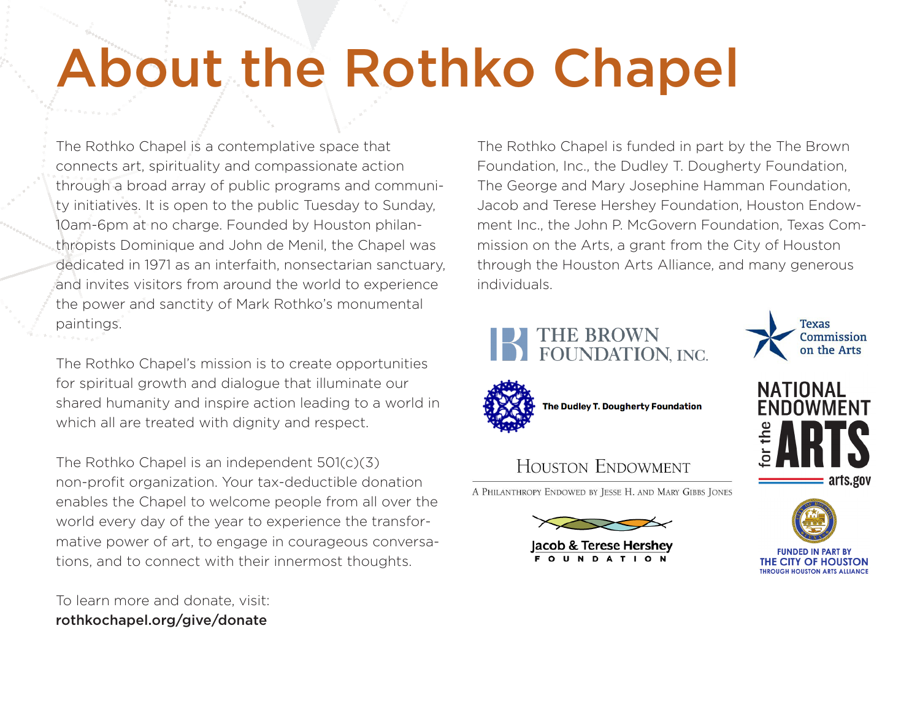# About the Rothko Chapel

The Rothko Chapel is a contemplative space that connects art, spirituality and compassionate action through a broad array of public programs and community initiatives. It is open to the public Tuesday to Sunday, 10am-6pm at no charge. Founded by Houston philanthropists Dominique and John de Menil, the Chapel was dedicated in 1971 as an interfaith, nonsectarian sanctuary, and invites visitors from around the world to experience the power and sanctity of Mark Rothko's monumental paintings.

The Rothko Chapel's mission is to create opportunities for spiritual growth and dialogue that illuminate our shared humanity and inspire action leading to a world in which all are treated with dignity and respect.

The Rothko Chapel is an independent 501(c)(3) non-profit organization. Your tax-deductible donation enables the Chapel to welcome people from all over the world every day of the year to experience the transformative power of art, to engage in courageous conversations, and to connect with their innermost thoughts.

To learn more and donate, visit:
**rothkochapel.org/give/donate**

The Rothko Chapel is funded in part by the The Brown Foundation, Inc., the Dudley T. Dougherty Foundation, The George and Mary Josephine Hamman Foundation, Jacob and Terese Hershey Foundation, Houston Endowment Inc., the John P. McGovern Foundation, Texas Commission on the Arts, a grant from the City of Houston through the Houston Arts Alliance, and many generous individuals.

THE BROWN FOUNDATION, INC.

Texas Commission on the Arts

The Dudley T. Dougherty Foundation

NATIONAL ENDOWMENT for the ARTS
arts.gov

HOUSTON ENDOWMENT
A PHILANTHROPY ENDOWED BY JESSE H. AND MARY GIBBS JONES

Jacob & Terese Hershey FOUNDATION

FUNDED IN PART BY THE CITY OF HOUSTON THROUGH HOUSTON ARTS ALLIANCE